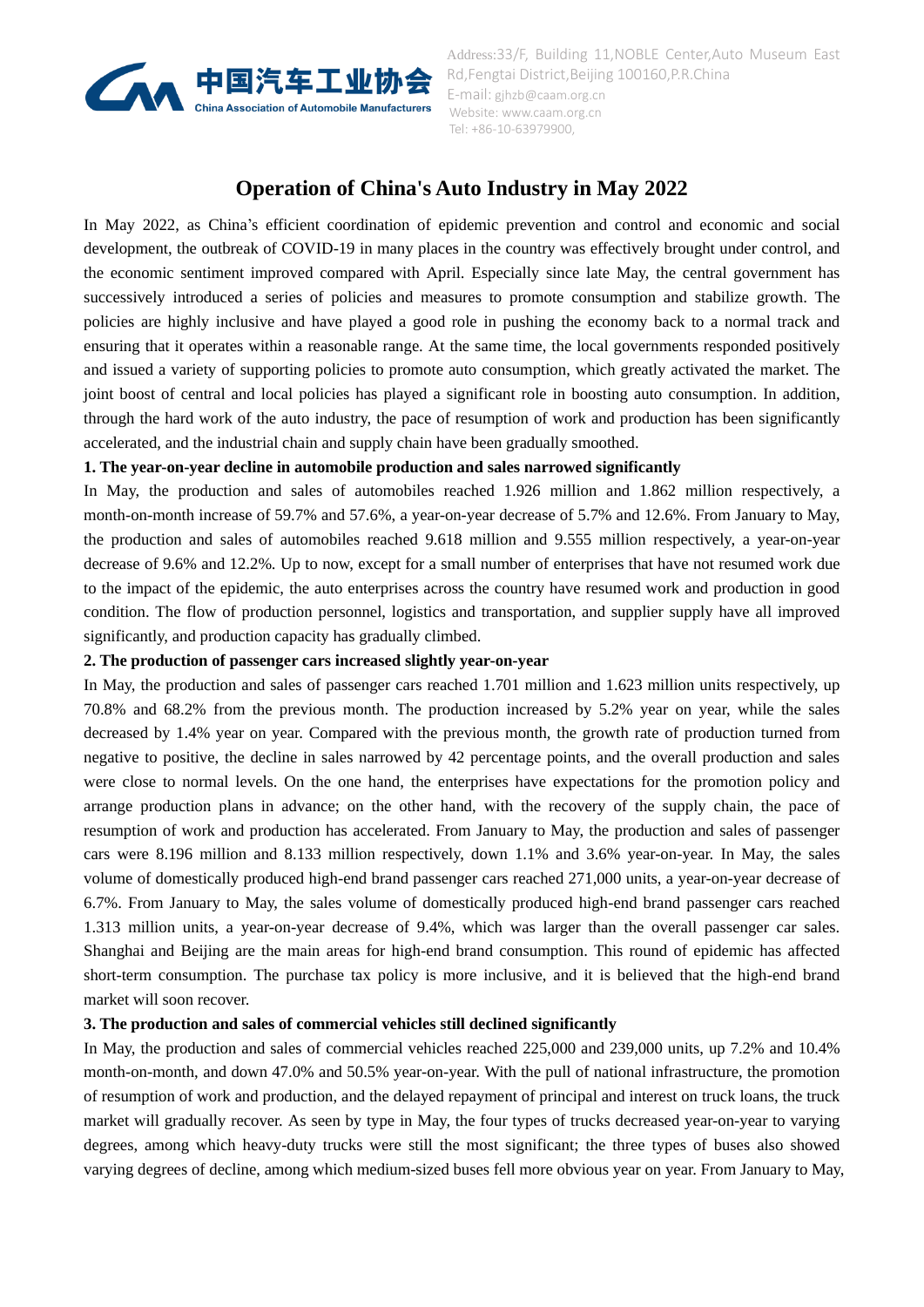中国汽车工业协会
China Association of Automobile Manufacturers

Address:33/F, Building 11,NOBLE Center,Auto Museum East Rd,Fengtai District,Beijing 100160,P.R.China
E-mail: gjhzb@caam.org.cn
Website: www.caam.org.cn
Tel: +86-10-63979900,

# Operation of China's Auto Industry in May 2022

In May 2022, as China's efficient coordination of epidemic prevention and control and economic and social development, the outbreak of COVID-19 in many places in the country was effectively brought under control, and the economic sentiment improved compared with April. Especially since late May, the central government has successively introduced a series of policies and measures to promote consumption and stabilize growth. The policies are highly inclusive and have played a good role in pushing the economy back to a normal track and ensuring that it operates within a reasonable range. At the same time, the local governments responded positively and issued a variety of supporting policies to promote auto consumption, which greatly activated the market. The joint boost of central and local policies has played a significant role in boosting auto consumption. In addition, through the hard work of the auto industry, the pace of resumption of work and production has been significantly accelerated, and the industrial chain and supply chain have been gradually smoothed.

**1. The year-on-year decline in automobile production and sales narrowed significantly**

In May, the production and sales of automobiles reached 1.926 million and 1.862 million respectively, a month-on-month increase of 59.7% and 57.6%, a year-on-year decrease of 5.7% and 12.6%. From January to May, the production and sales of automobiles reached 9.618 million and 9.555 million respectively, a year-on-year decrease of 9.6% and 12.2%. Up to now, except for a small number of enterprises that have not resumed work due to the impact of the epidemic, the auto enterprises across the country have resumed work and production in good condition. The flow of production personnel, logistics and transportation, and supplier supply have all improved significantly, and production capacity has gradually climbed.

**2. The production of passenger cars increased slightly year-on-year**

In May, the production and sales of passenger cars reached 1.701 million and 1.623 million units respectively, up 70.8% and 68.2% from the previous month. The production increased by 5.2% year on year, while the sales decreased by 1.4% year on year. Compared with the previous month, the growth rate of production turned from negative to positive, the decline in sales narrowed by 42 percentage points, and the overall production and sales were close to normal levels. On the one hand, the enterprises have expectations for the promotion policy and arrange production plans in advance; on the other hand, with the recovery of the supply chain, the pace of resumption of work and production has accelerated. From January to May, the production and sales of passenger cars were 8.196 million and 8.133 million respectively, down 1.1% and 3.6% year-on-year. In May, the sales volume of domestically produced high-end brand passenger cars reached 271,000 units, a year-on-year decrease of 6.7%. From January to May, the sales volume of domestically produced high-end brand passenger cars reached 1.313 million units, a year-on-year decrease of 9.4%, which was larger than the overall passenger car sales. Shanghai and Beijing are the main areas for high-end brand consumption. This round of epidemic has affected short-term consumption. The purchase tax policy is more inclusive, and it is believed that the high-end brand market will soon recover.

**3. The production and sales of commercial vehicles still declined significantly**

In May, the production and sales of commercial vehicles reached 225,000 and 239,000 units, up 7.2% and 10.4% month-on-month, and down 47.0% and 50.5% year-on-year. With the pull of national infrastructure, the promotion of resumption of work and production, and the delayed repayment of principal and interest on truck loans, the truck market will gradually recover. As seen by type in May, the four types of trucks decreased year-on-year to varying degrees, among which heavy-duty trucks were still the most significant; the three types of buses also showed varying degrees of decline, among which medium-sized buses fell more obvious year on year. From January to May,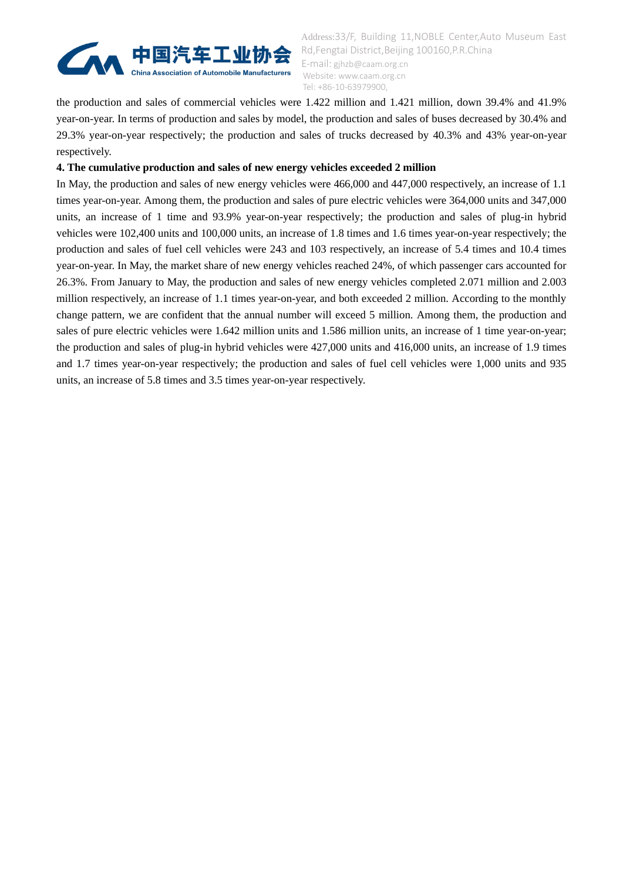the production and sales of commercial vehicles were 1.422 million and 1.421 million, down 39.4% and 41.9% year-on-year. In terms of production and sales by model, the production and sales of buses decreased by 30.4% and 29.3% year-on-year respectively; the production and sales of trucks decreased by 40.3% and 43% year-on-year respectively.

**4. The cumulative production and sales of new energy vehicles exceeded 2 million**

In May, the production and sales of new energy vehicles were 466,000 and 447,000 respectively, an increase of 1.1 times year-on-year. Among them, the production and sales of pure electric vehicles were 364,000 units and 347,000 units, an increase of 1 time and 93.9% year-on-year respectively; the production and sales of plug-in hybrid vehicles were 102,400 units and 100,000 units, an increase of 1.8 times and 1.6 times year-on-year respectively; the production and sales of fuel cell vehicles were 243 and 103 respectively, an increase of 5.4 times and 10.4 times year-on-year. In May, the market share of new energy vehicles reached 24%, of which passenger cars accounted for 26.3%. From January to May, the production and sales of new energy vehicles completed 2.071 million and 2.003 million respectively, an increase of 1.1 times year-on-year, and both exceeded 2 million. According to the monthly change pattern, we are confident that the annual number will exceed 5 million. Among them, the production and sales of pure electric vehicles were 1.642 million units and 1.586 million units, an increase of 1 time year-on-year; the production and sales of plug-in hybrid vehicles were 427,000 units and 416,000 units, an increase of 1.9 times and 1.7 times year-on-year respectively; the production and sales of fuel cell vehicles were 1,000 units and 935 units, an increase of 5.8 times and 3.5 times year-on-year respectively.